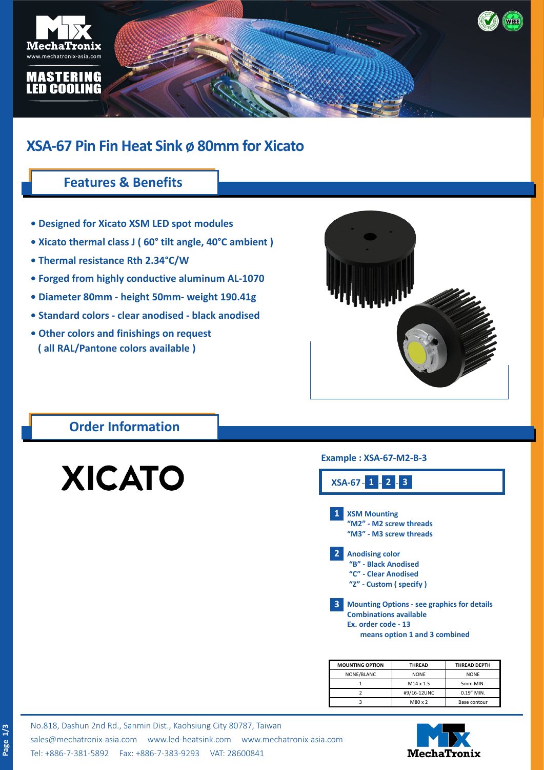# XSA-67 Pin Fin Heat Sink ø 80mm for Xicato

## Features & Benefits

- Designed for Xicato XSM LED spot modules
- Xicato thermal class J ( 60° tilt angle, 40°C ambient )
- Thermal resistance Rth 2.34°C/W
- Forged from highly conductive aluminum AL-1070
- Diameter 80mm - height 50mm- weight 190.41g
- Standard colors - clear anodised - black anodised
- Other colors and finishings on request
  ( all RAL/Pantone colors available )

## Order Information

XICATO

**Example : XSA-67-M2-B-3**

**XSA-67 - 1 - 2 - 3**

**1** **XSM Mounting**
"M2" - M2 screw threads
"M3" - M3 screw threads

**2** **Anodising color**
"B" - Black Anodised
"C" - Clear Anodised
"Z" - Custom ( specify )

**3** **Mounting Options - see graphics for details**
Combinations available
Ex. order code - 13
means option 1 and 3 combined

| MOUNTING OPTION | THREAD | THREAD DEPTH |
|---|---|---|
| NONE/BLANC | NONE | NONE |
| 1 | M14 x 1.5 | 5mm MIN. |
| 2 | #9/16-12UNC | 0.19" MIN. |
| 3 | M80 x 2 | Base contour |

No.818, Dashun 2nd Rd., Sanmin Dist., Kaohsiung City 80787, Taiwan
sales@mechatronix-asia.com www.led-heatsink.com www.mechatronix-asia.com
Tel: +886-7-381-5892 Fax: +886-7-383-9293 VAT: 28600841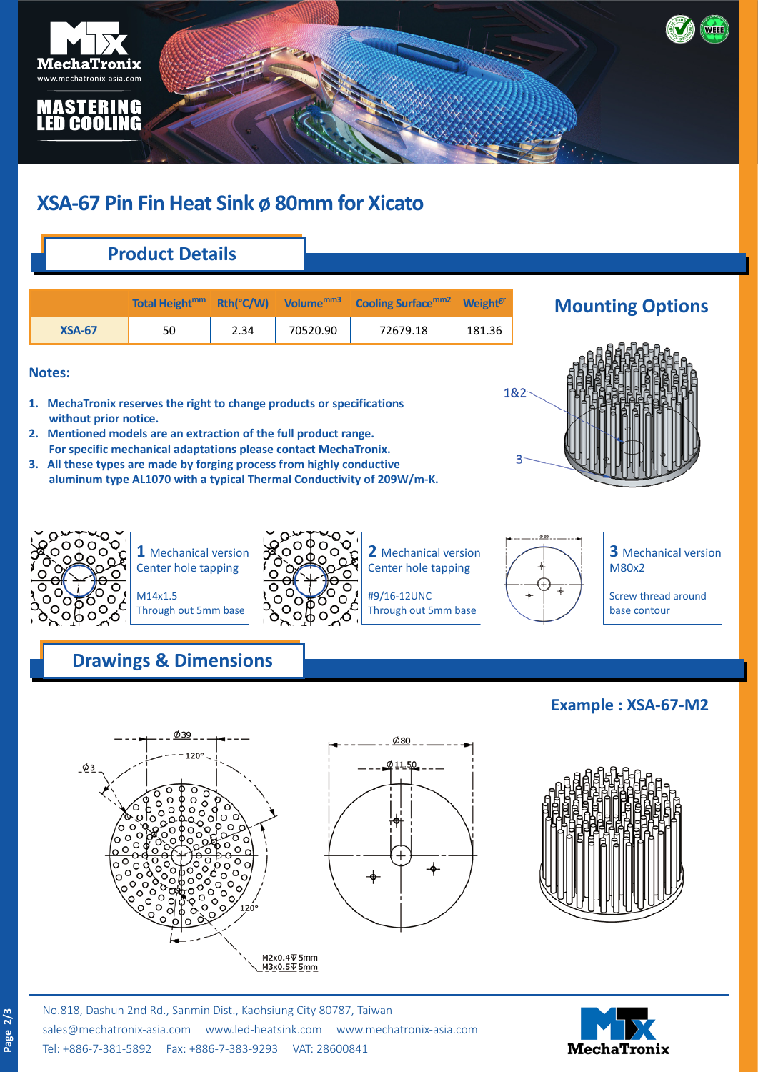# XSA-67 Pin Fin Heat Sink ø 80mm for Xicato

## Product Details

|  | Total Height$^{mm}$ | Rth(°C/W) | Volume$^{mm3}$ | Cooling Surface$^{mm2}$ | Weight$^{gr}$ |
|---|---|---|---|---|---|
| XSA-67 | 50 | 2.34 | 70520.90 | 72679.18 | 181.36 |

**Notes:**

1. **MechaTronix reserves the right to change products or specifications without prior notice.**
2. **Mentioned models are an extraction of the full product range. For specific mechanical adaptations please contact MechaTronix.**
3. **All these types are made by forging process from highly conductive aluminum type AL1070 with a typical Thermal Conductivity of 209W/m-K.**

## Mounting Options

1&2

3

**1** Mechanical version
Center hole tapping

M14x1.5
Through out 5mm base

**2** Mechanical version
Center hole tapping

#9/16-12UNC
Through out 5mm base

**3** Mechanical version
M80x2

Screw thread around base contour

## Drawings & Dimensions

### Example : XSA-67-M2

Ø39
120°
Ø3
120°
M2x0.4 ↧ 5mm
M3x0.5 ↧ 5mm

Ø80
Ø11.50

No.818, Dashun 2nd Rd., Sanmin Dist., Kaohsiung City 80787, Taiwan
sales@mechatronix-asia.com www.led-heatsink.com www.mechatronix-asia.com
Tel: +886-7-381-5892 Fax: +886-7-383-9293 VAT: 28600841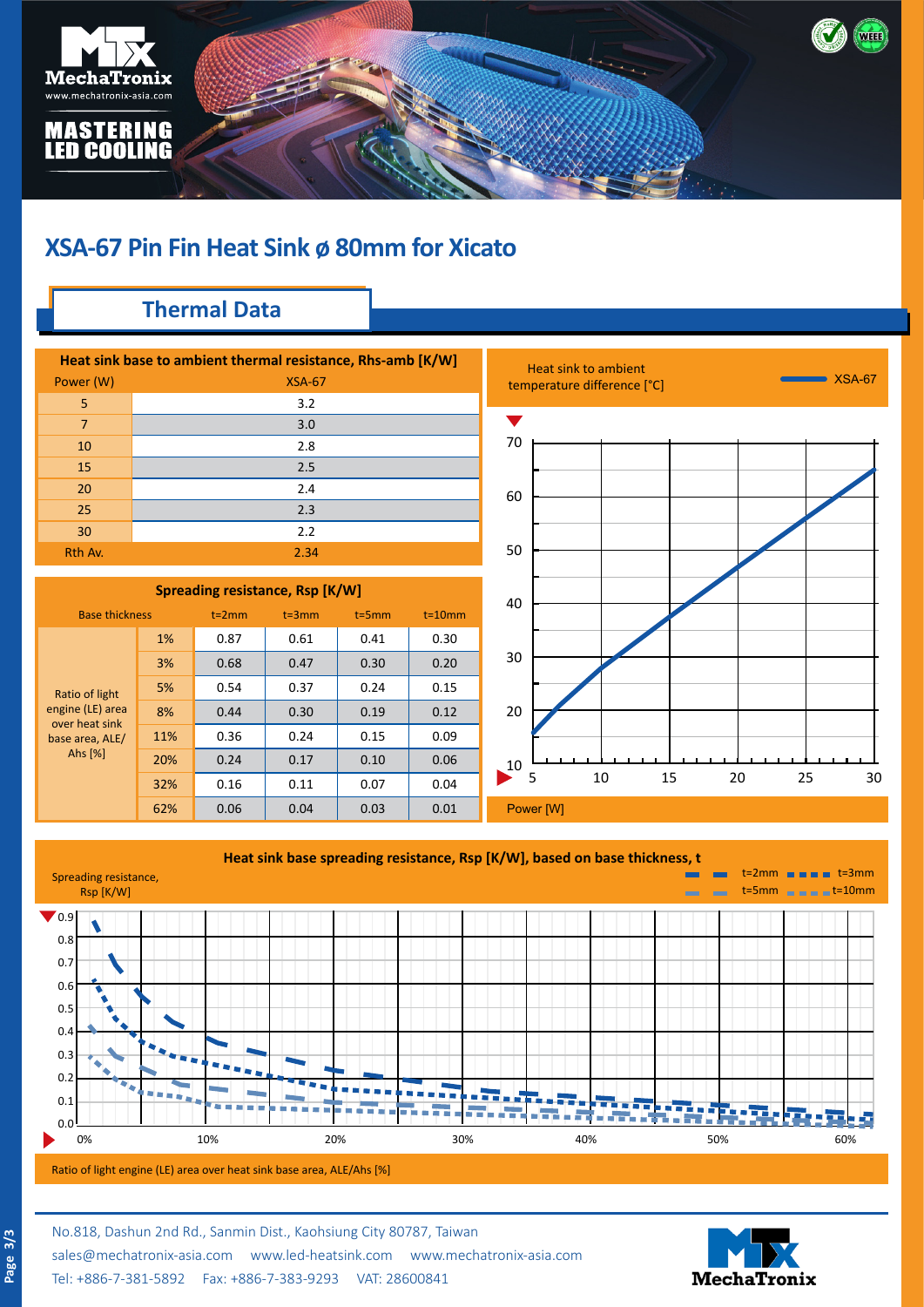MechaTronix
www.mechatronix-asia.com

MASTERING LED COOLING

# XSA-67 Pin Fin Heat Sink ø 80mm for Xicato

## Thermal Data

**Heat sink base to ambient thermal resistance, Rhs-amb [K/W]**

| Power (W) | XSA-67 |
|---|---|
| 5 | 3.2 |
| 7 | 3.0 |
| 10 | 2.8 |
| 15 | 2.5 |
| 20 | 2.4 |
| 25 | 2.3 |
| 30 | 2.2 |
| Rth Av. | 2.34 |

Heat sink to ambient temperature difference [°C]

XSA-67

70
60
50
40
30
20
10

5
10
15
20
25
30

Power [W]

**Spreading resistance, Rsp [K/W]**

| Base thickness | | t=2mm | t=3mm | t=5mm | t=10mm |
|---|---|---|---|---|---|
| Ratio of light engine (LE) area over heat sink base area, ALE/Ahs [%] | 1% | 0.87 | 0.61 | 0.41 | 0.30 |
| | 3% | 0.68 | 0.47 | 0.30 | 0.20 |
| | 5% | 0.54 | 0.37 | 0.24 | 0.15 |
| | 8% | 0.44 | 0.30 | 0.19 | 0.12 |
| | 11% | 0.36 | 0.24 | 0.15 | 0.09 |
| | 20% | 0.24 | 0.17 | 0.10 | 0.06 |
| | 32% | 0.16 | 0.11 | 0.07 | 0.04 |
| | 62% | 0.06 | 0.04 | 0.03 | 0.01 |

**Heat sink base spreading resistance, Rsp [K/W], based on base thickness, t**

Spreading resistance, Rsp [K/W]

t=2mm t=3mm t=5mm t=10mm

0.9
0.8
0.7
0.6
0.5
0.4
0.3
0.2
0.1
0.0

0%
10%
20%
30%
40%
50%
60%

Ratio of light engine (LE) area over heat sink base area, ALE/Ahs [%]

No.818, Dashun 2nd Rd., Sanmin Dist., Kaohsiung City 80787, Taiwan
sales@mechatronix-asia.com www.led-heatsink.com www.mechatronix-asia.com
Tel: +886-7-381-5892 Fax: +886-7-383-9293 VAT: 28600841

MechaTronix